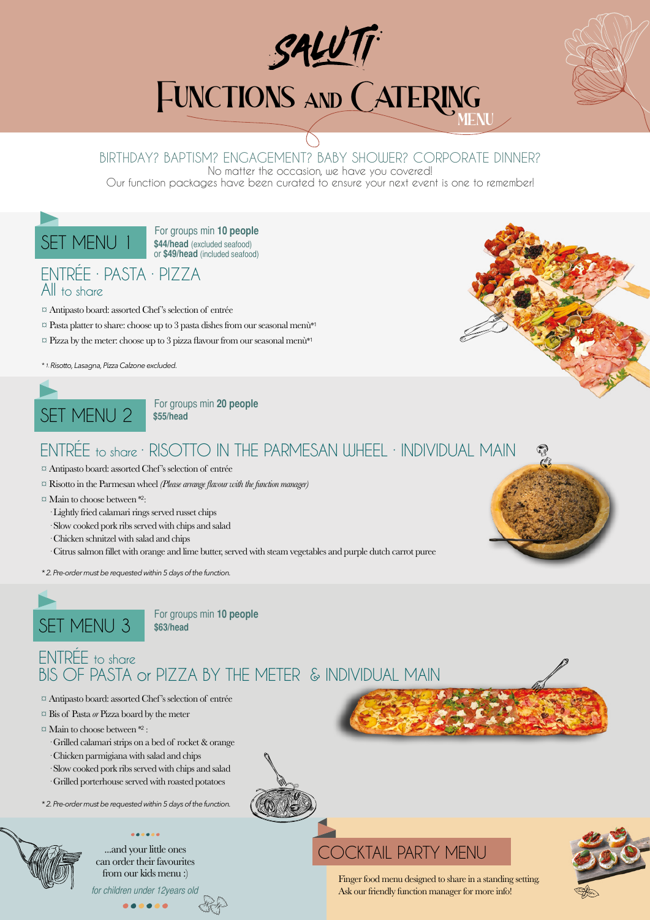# SALUTI

# FUNCTIONS AND CATERING MENU

BIRTHDAY? BAPTISM? ENGAGEMENT? BABY SHOWER? CORPORATE DINNER?

No matter the occasion, we have you covered!

Our function packages have been curated to ensure your next event is one to remember!

## SET MENU 1

For groups min **10 people**

**$44/head** (excluded seafood)
or **$49/head** (included seafood)

### ENTRÉE · PASTA · PIZZA
All to share

- Antipasto board: assorted Chef's selection of entrée
- Pasta platter to share: choose up to 3 pasta dishes from our seasonal menù*1
- Pizza by the meter: choose up to 3 pizza flavour from our seasonal menù*1

*\* 1. Risotto, Lasagna, Pizza Calzone excluded.*

## SET MENU 2

For groups min **20 people**

**$55/head**

### ENTRÉE to share · RISOTTO IN THE PARMESAN WHEEL · INDIVIDUAL MAIN

- Antipasto board: assorted Chef's selection of entrée
- Risotto in the Parmesan wheel *(Please arrange flavour with the function manager)*
- Main to choose between *2:
  - Lightly fried calamari rings served russet chips
  - Slow cooked pork ribs served with chips and salad
  - Chicken schnitzel with salad and chips
  - Citrus salmon fillet with orange and lime butter, served with steam vegetables and purple dutch carrot puree

*\* 2. Pre-order must be requested within 5 days of the function.*

## SET MENU 3

For groups min **10 people**

**$63/head**

### ENTRÉE to share
### BIS OF PASTA or PIZZA BY THE METER & INDIVIDUAL MAIN

- Antipasto board: assorted Chef's selection of entrée
- Bis of Pasta *or* Pizza board by the meter
- Main to choose between *2 :
  - Grilled calamari strips on a bed of rocket & orange
  - Chicken parmigiana with salad and chips
  - Slow cooked pork ribs served with chips and salad
  - Grilled porterhouse served with roasted potatoes

*\* 2. Pre-order must be requested within 5 days of the function.*

...and your little ones can order their favourites from our kids menu :)

*for children under 12years old*

## COCKTAIL PARTY MENU

Finger food menu designed to share in a standing setting.
Ask our friendly function manager for more info!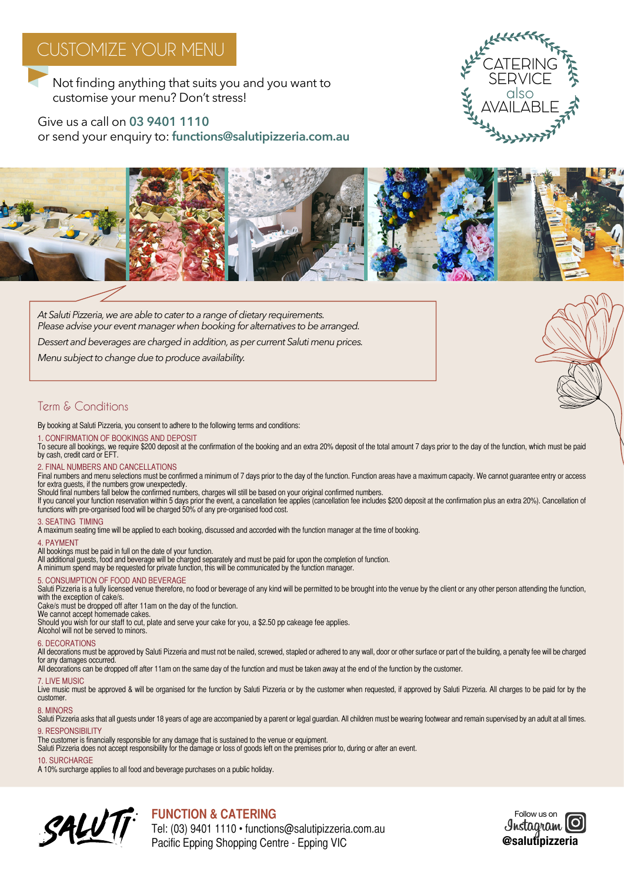# CUSTOMIZE YOUR MENU

Not finding anything that suits you and you want to customise your menu? Don't stress!

Give us a call on **03 9401 1110**
or send your enquiry to: **functions@salutipizzeria.com.au**

CATERING SERVICE also AVAILABLE

*At Saluti Pizzeria, we are able to cater to a range of dietary requirements.*
*Please advise your event manager when booking for alternatives to be arranged.*

*Dessert and beverages are charged in addition, as per current Saluti menu prices.*

*Menu subject to change due to produce availability.*

## Term & Conditions

By booking at Saluti Pizzeria, you consent to adhere to the following terms and conditions:

### 1. CONFIRMATION OF BOOKINGS AND DEPOSIT

To secure all bookings, we require $200 deposit at the confirmation of the booking and an extra 20% deposit of the total amount 7 days prior to the day of the function, which must be paid by cash, credit card or EFT.

### 2. FINAL NUMBERS AND CANCELLATIONS

Final numbers and menu selections must be confirmed a minimum of 7 days prior to the day of the function. Function areas have a maximum capacity. We cannot guarantee entry or access for extra guests, if the numbers grow unexpectedly.
Should final numbers fall below the confirmed numbers, charges will still be based on your original confirmed numbers.
If you cancel your function reservation within 5 days prior the event, a cancellation fee applies (cancellation fee includes $200 deposit at the confirmation plus an extra 20%). Cancellation of functions with pre-organised food will be charged 50% of any pre-organised food cost.

### 3. SEATING TIMING

A maximum seating time will be applied to each booking, discussed and accorded with the function manager at the time of booking.

### 4. PAYMENT

All bookings must be paid in full on the date of your function.
All additional guests, food and beverage will be charged separately and must be paid for upon the completion of function.
A minimum spend may be requested for private function, this will be communicated by the function manager.

### 5. CONSUMPTION OF FOOD AND BEVERAGE

Saluti Pizzeria is a fully licensed venue therefore, no food or beverage of any kind will be permitted to be brought into the venue by the client or any other person attending the function, with the exception of cake/s.
Cake/s must be dropped off after 11am on the day of the function.
We cannot accept homemade cakes.
Should you wish for our staff to cut, plate and serve your cake for you, a $2.50 pp cakeage fee applies.
Alcohol will not be served to minors.

### 6. DECORATIONS

All decorations must be approved by Saluti Pizzeria and must not be nailed, screwed, stapled or adhered to any wall, door or other surface or part of the building, a penalty fee will be charged for any damages occurred.
All decorations can be dropped off after 11am on the same day of the function and must be taken away at the end of the function by the customer.

### 7. LIVE MUSIC

Live music must be approved & will be organised for the function by Saluti Pizzeria or by the customer when requested, if approved by Saluti Pizzeria. All charges to be paid for by the customer.

### 8. MINORS

Saluti Pizzeria asks that all guests under 18 years of age are accompanied by a parent or legal guardian. All children must be wearing footwear and remain supervised by an adult at all times.

### 9. RESPONSIBILITY

The customer is financially responsible for any damage that is sustained to the venue or equipment.
Saluti Pizzeria does not accept responsibility for the damage or loss of goods left on the premises prior to, during or after an event.

### 10. SURCHARGE

A 10% surcharge applies to all food and beverage purchases on a public holiday.

SALUTI

**FUNCTION & CATERING**
Tel: (03) 9401 1110 • functions@salutipizzeria.com.au
Pacific Epping Shopping Centre - Epping VIC

Follow us on Instagram **@salutipizzeria**